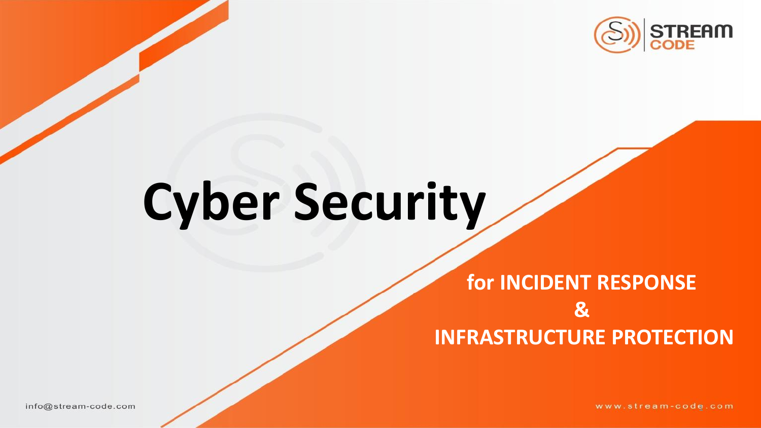STREAM CODE

# Cyber Security

## for INCIDENT RESPONSE & INFRASTRUCTURE PROTECTION

info@stream-code.com

www.stream-code.com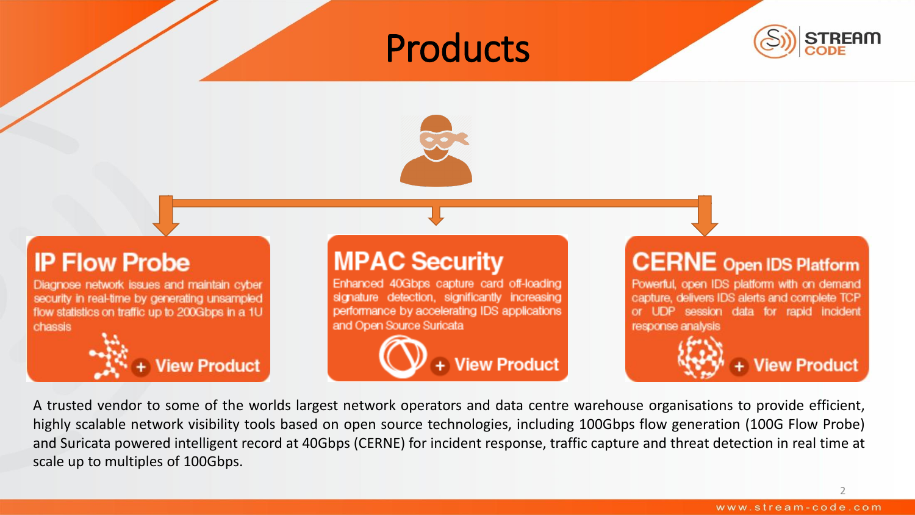# Products

## IP Flow Probe

Diagnose network issues and maintain cyber security in real-time by generating unsampled flow statistics on traffic up to 200Gbps in a 1U chassis

+ View Product

## MPAC Security

Enhanced 40Gbps capture card off-loading signature detection, significantly increasing performance by accelerating IDS applications and Open Source Suricata

+ View Product

## CERNE Open IDS Platform

Powerful, open IDS platform with on demand capture, delivers IDS alerts and complete TCP or UDP session data for rapid incident response analysis

+ View Product

A trusted vendor to some of the worlds largest network operators and data centre warehouse organisations to provide efficient, highly scalable network visibility tools based on open source technologies, including 100Gbps flow generation (100G Flow Probe) and Suricata powered intelligent record at 40Gbps (CERNE) for incident response, traffic capture and threat detection in real time at scale up to multiples of 100Gbps.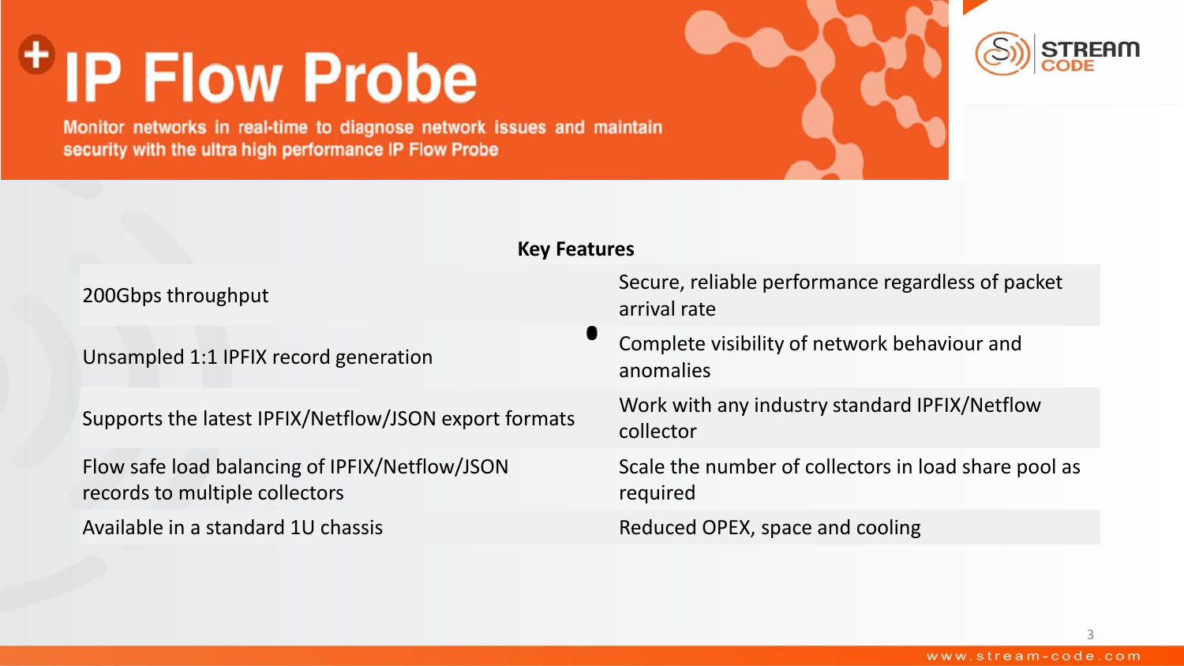# IP Flow Probe

Monitor networks in real-time to diagnose network issues and maintain security with the ultra high performance IP Flow Probe

**Key Features**

| | |
|---|---|
| 200Gbps throughput | Secure, reliable performance regardless of packet arrival rate |
| Unsampled 1:1 IPFIX record generation | Complete visibility of network behaviour and anomalies |
| Supports the latest IPFIX/Netflow/JSON export formats | Work with any industry standard IPFIX/Netflow collector |
| Flow safe load balancing of IPFIX/Netflow/JSON records to multiple collectors | Scale the number of collectors in load share pool as required |
| Available in a standard 1U chassis | Reduced OPEX, space and cooling |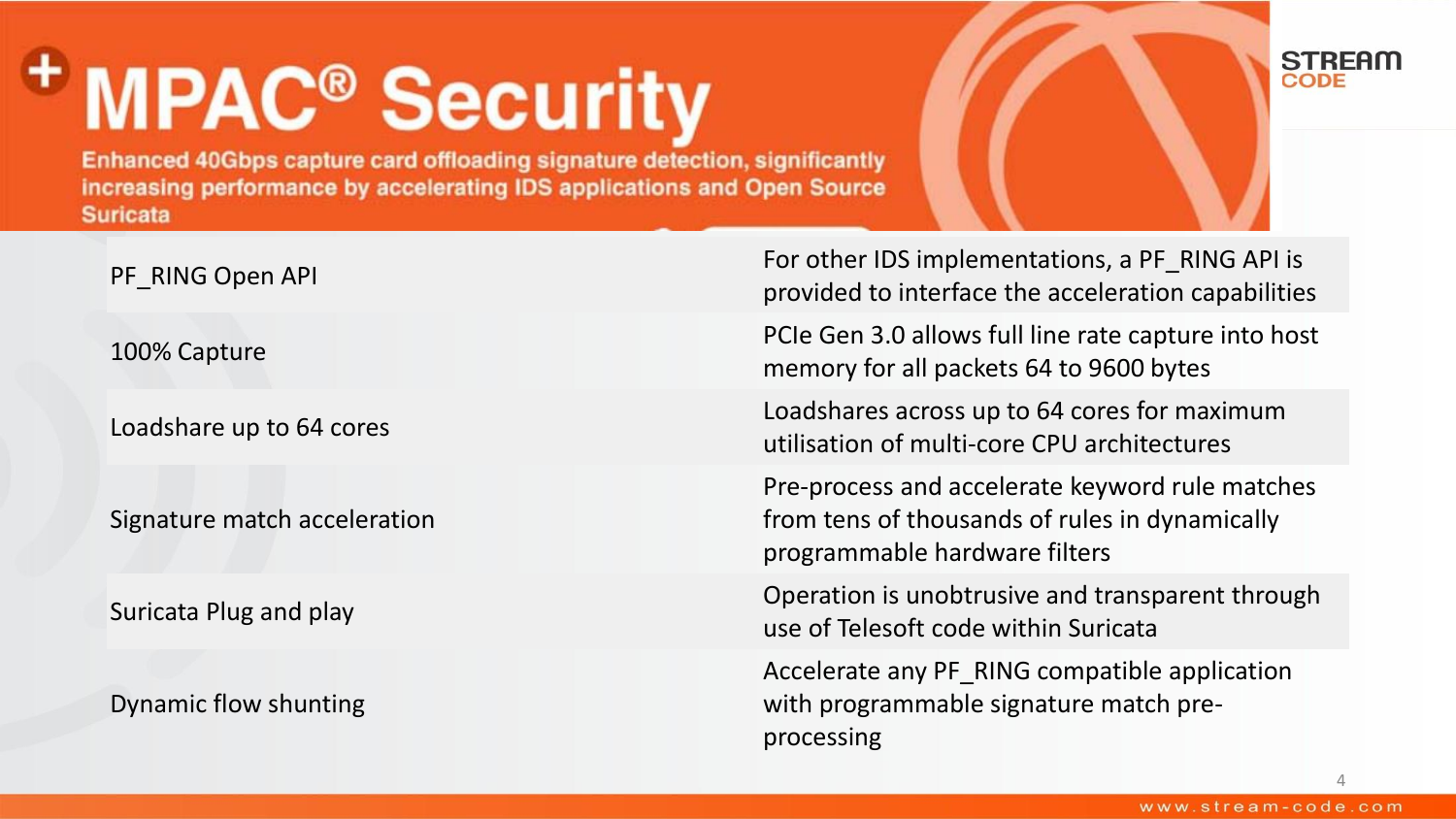# MPAC® Security

**Enhanced 40Gbps capture card offloading signature detection, significantly increasing performance by accelerating IDS applications and Open Source Suricata**

| | |
|---|---|
| PF_RING Open API | For other IDS implementations, a PF_RING API is provided to interface the acceleration capabilities |
| 100% Capture | PCIe Gen 3.0 allows full line rate capture into host memory for all packets 64 to 9600 bytes |
| Loadshare up to 64 cores | Loadshares across up to 64 cores for maximum utilisation of multi-core CPU architectures |
| Signature match acceleration | Pre-process and accelerate keyword rule matches from tens of thousands of rules in dynamically programmable hardware filters |
| Suricata Plug and play | Operation is unobtrusive and transparent through use of Telesoft code within Suricata |
| Dynamic flow shunting | Accelerate any PF_RING compatible application with programmable signature match pre-processing |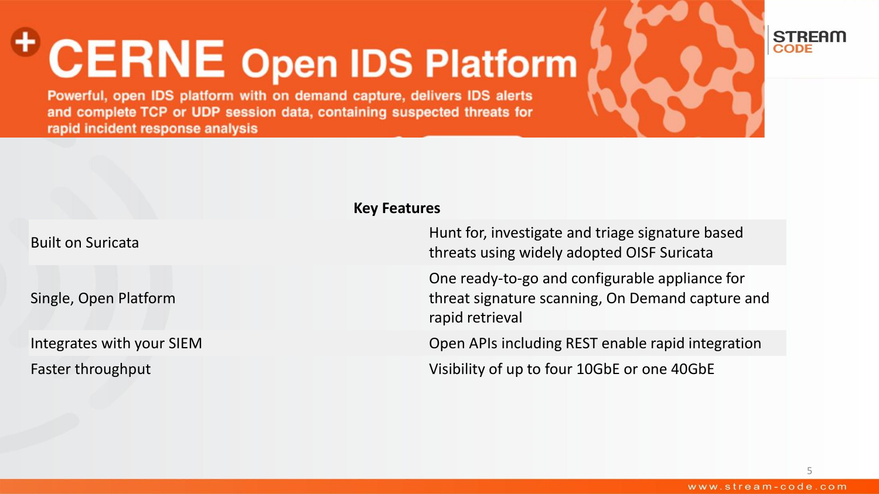# CERNE Open IDS Platform

Powerful, open IDS platform with on demand capture, delivers IDS alerts and complete TCP or UDP session data, containing suspected threats for rapid incident response analysis

STREAM CODE

**Key Features**

| | |
|---|---|
| Built on Suricata | Hunt for, investigate and triage signature based threats using widely adopted OISF Suricata |
| Single, Open Platform | One ready-to-go and configurable appliance for threat signature scanning, On Demand capture and rapid retrieval |
| Integrates with your SIEM | Open APIs including REST enable rapid integration |
| Faster throughput | Visibility of up to four 10GbE or one 40GbE |

www.stream-code.com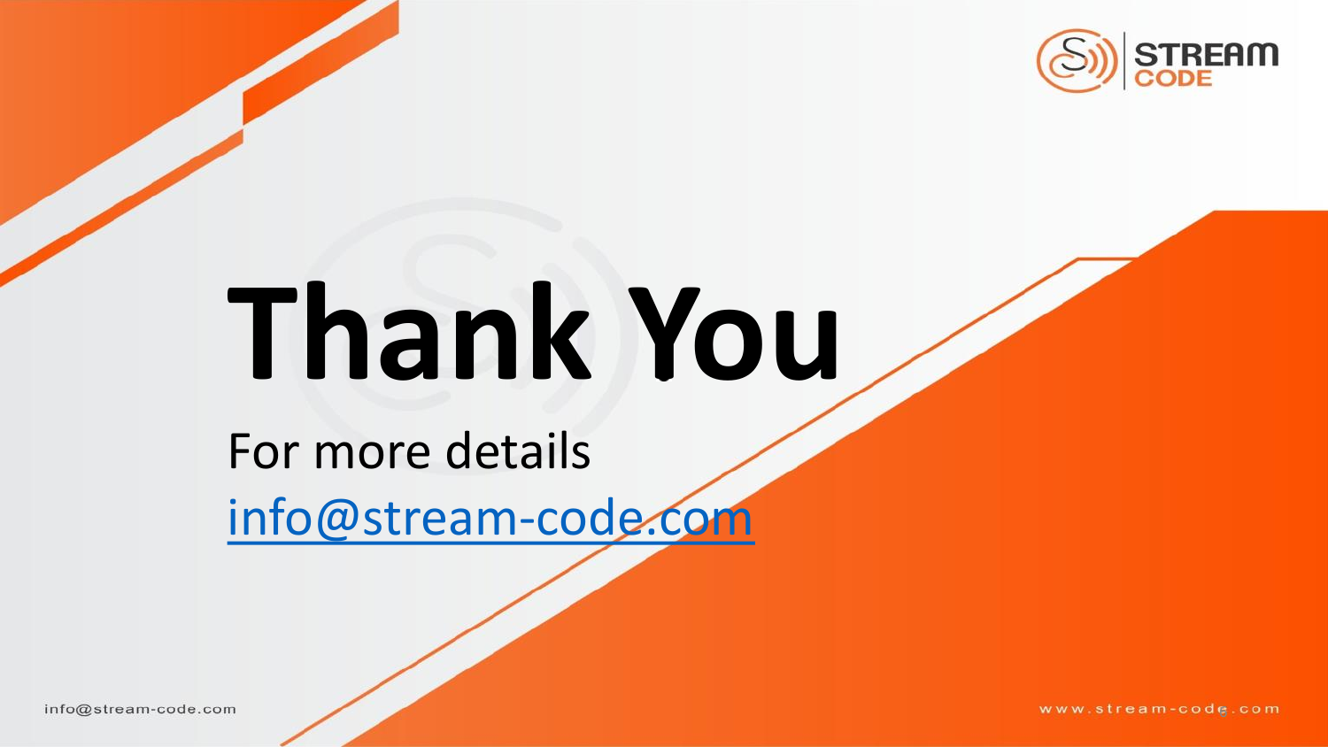# Thank You

For more details

info@stream-code.com